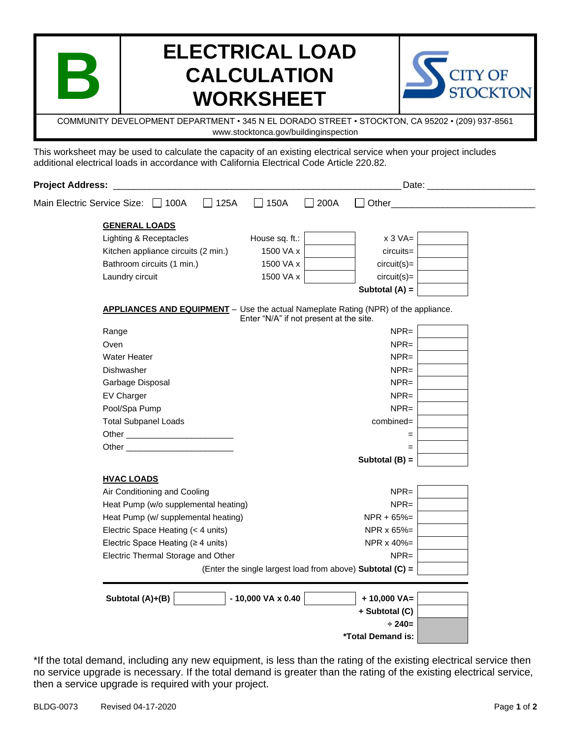# B ELECTRICAL LOAD CALCULATION WORKSHEET

CITY OF STOCKTON

COMMUNITY DEVELOPMENT DEPARTMENT • 345 N EL DORADO STREET • STOCKTON, CA 95202 • (209) 937-8561
www.stocktonca.gov/buildinginspection

This worksheet may be used to calculate the capacity of an existing electrical service when your project includes additional electrical loads in accordance with California Electrical Code Article 220.82.

**Project Address:** ______________________________________________ Date: ____________________

Main Electric Service Size: ☐ 100A ☐ 125A ☐ 150A ☐ 200A ☐ Other___________________________

### GENERAL LOADS

| | | | | |
|---|---|---|---|---|
| Lighting & Receptacles | House sq. ft.: | | x 3 VA= | |
| Kitchen appliance circuits (2 min.) | 1500 VA x | | circuits= | |
| Bathroom circuits (1 min.) | 1500 VA x | | circuit(s)= | |
| Laundry circuit | 1500 VA x | | circuit(s)= | |
| | | | **Subtotal (A) =** | |

### APPLIANCES AND EQUIPMENT – Use the actual Nameplate Rating (NPR) of the appliance. Enter "N/A" if not present at the site.

| | | |
|---|---|---|
| Range | NPR= | |
| Oven | NPR= | |
| Water Heater | NPR= | |
| Dishwasher | NPR= | |
| Garbage Disposal | NPR= | |
| EV Charger | NPR= | |
| Pool/Spa Pump | NPR= | |
| Total Subpanel Loads | combined= | |
| Other ______________________ | = | |
| Other ______________________ | = | |
| | **Subtotal (B) =** | |

### HVAC LOADS

| | | |
|---|---|---|
| Air Conditioning and Cooling | NPR= | |
| Heat Pump (w/o supplemental heating) | NPR= | |
| Heat Pump (w/ supplemental heating) | NPR + 65%= | |
| Electric Space Heating (< 4 units) | NPR x 65%= | |
| Electric Space Heating (≥ 4 units) | NPR x 40%= | |
| Electric Thermal Storage and Other | NPR= | |
| | (Enter the single largest load from above) **Subtotal (C) =** | |

| | | | | |
|---|---|---|---|---|
| **Subtotal (A)+(B)** | | **- 10,000 VA x 0.40** | | **+ 10,000 VA=** |
| | | | **+ Subtotal (C)** | |
| | | | **÷ 240=** | |
| | | | **\*Total Demand is:** | |

\*If the total demand, including any new equipment, is less than the rating of the existing electrical service then no service upgrade is necessary. If the total demand is greater than the rating of the existing electrical service, then a service upgrade is required with your project.

BLDG-0073 Revised 04-17-2020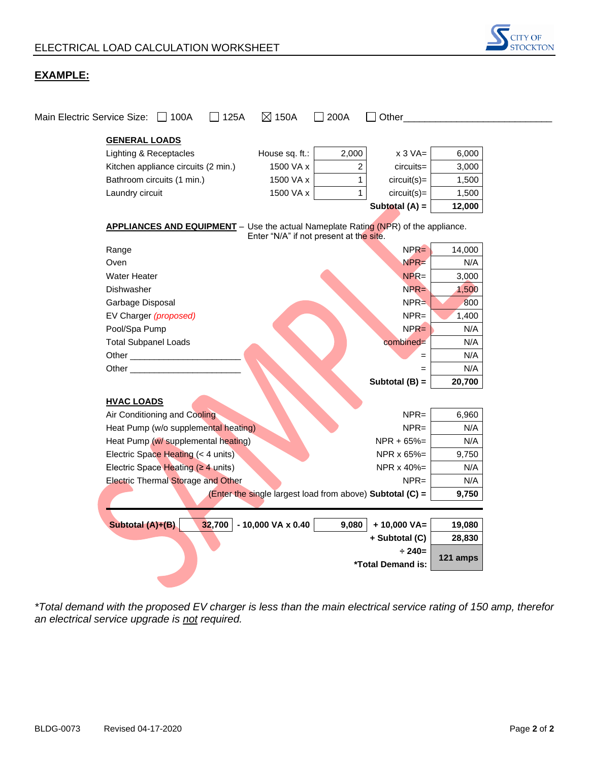ELECTRICAL LOAD CALCULATION WORKSHEET

## EXAMPLE:

Main Electric Service Size: ☐ 100A ☐ 125A ☒ 150A ☐ 200A ☐ Other___________________________

### GENERAL LOADS

| | | | | |
|---|---|---|---|---|
| Lighting & Receptacles | House sq. ft.: | 2,000 | x 3 VA= | 6,000 |
| Kitchen appliance circuits (2 min.) | 1500 VA x | 2 | circuits= | 3,000 |
| Bathroom circuits (1 min.) | 1500 VA x | 1 | circuit(s)= | 1,500 |
| Laundry circuit | 1500 VA x | 1 | circuit(s)= | 1,500 |
| | | | **Subtotal (A) =** | **12,000** |

### APPLIANCES AND EQUIPMENT

**APPLIANCES AND EQUIPMENT** – Use the actual Nameplate Rating (NPR) of the appliance. Enter "N/A" if not present at the site.

| | | |
|---|---|---|
| Range | NPR= | 14,000 |
| Oven | NPR= | N/A |
| Water Heater | NPR= | 3,000 |
| Dishwasher | NPR= | 1,500 |
| Garbage Disposal | NPR= | 800 |
| EV Charger *(proposed)* | NPR= | 1,400 |
| Pool/Spa Pump | NPR= | N/A |
| Total Subpanel Loads | combined= | N/A |
| Other ______________________ | = | N/A |
| Other ______________________ | = | N/A |
| | **Subtotal (B) =** | **20,700** |

### HVAC LOADS

| | | |
|---|---|---|
| Air Conditioning and Cooling | NPR= | 6,960 |
| Heat Pump (w/o supplemental heating) | NPR= | N/A |
| Heat Pump (w/ supplemental heating) | NPR + 65%= | N/A |
| Electric Space Heating (< 4 units) | NPR x 65%= | 9,750 |
| Electric Space Heating (≥ 4 units) | NPR x 40%= | N/A |
| Electric Thermal Storage and Other | NPR= | N/A |
| (Enter the single largest load from above) | **Subtotal (C) =** | **9,750** |

| | | | | | |
|---|---|---|---|---|---|
| **Subtotal (A)+(B)** | **32,700** | **- 10,000 VA x 0.40** | **9,080** | **+ 10,000 VA=** | **19,080** |
| | | | | **+ Subtotal (C)** | **28,830** |
| | | | | **÷ 240=** **\*Total Demand is:** | **121 amps** |

*\*Total demand with the proposed EV charger is less than the main electrical service rating of 150 amp, therefor an electrical service upgrade is <u>not</u> required.*

BLDG-0073 Revised 04-17-2020